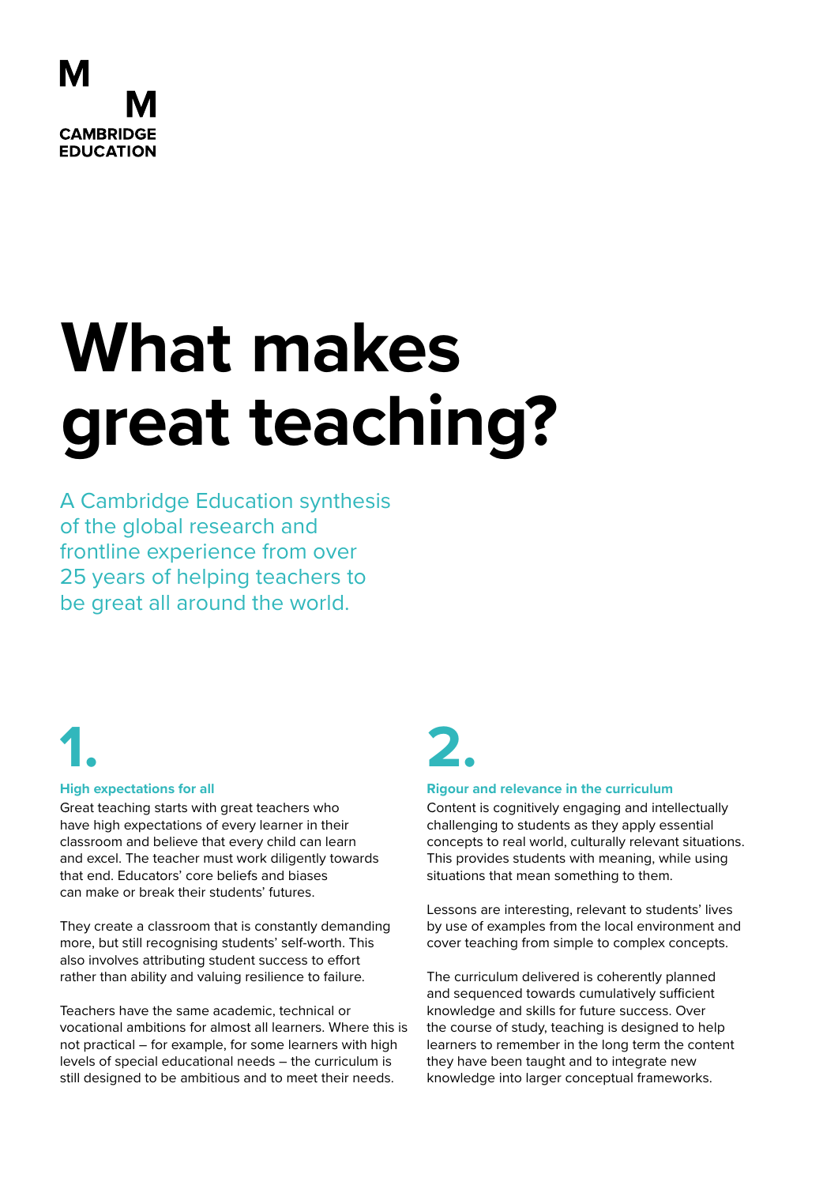M
M
CAMBRIDGE
EDUCATION

# What makes great teaching?

A Cambridge Education synthesis of the global research and frontline experience from over 25 years of helping teachers to be great all around the world.

## 1.

### High expectations for all

Great teaching starts with great teachers who have high expectations of every learner in their classroom and believe that every child can learn and excel. The teacher must work diligently towards that end. Educators' core beliefs and biases can make or break their students' futures.

They create a classroom that is constantly demanding more, but still recognising students' self-worth. This also involves attributing student success to effort rather than ability and valuing resilience to failure.

Teachers have the same academic, technical or vocational ambitions for almost all learners. Where this is not practical – for example, for some learners with high levels of special educational needs – the curriculum is still designed to be ambitious and to meet their needs.

## 2.

### Rigour and relevance in the curriculum

Content is cognitively engaging and intellectually challenging to students as they apply essential concepts to real world, culturally relevant situations. This provides students with meaning, while using situations that mean something to them.

Lessons are interesting, relevant to students' lives by use of examples from the local environment and cover teaching from simple to complex concepts.

The curriculum delivered is coherently planned and sequenced towards cumulatively sufficient knowledge and skills for future success. Over the course of study, teaching is designed to help learners to remember in the long term the content they have been taught and to integrate new knowledge into larger conceptual frameworks.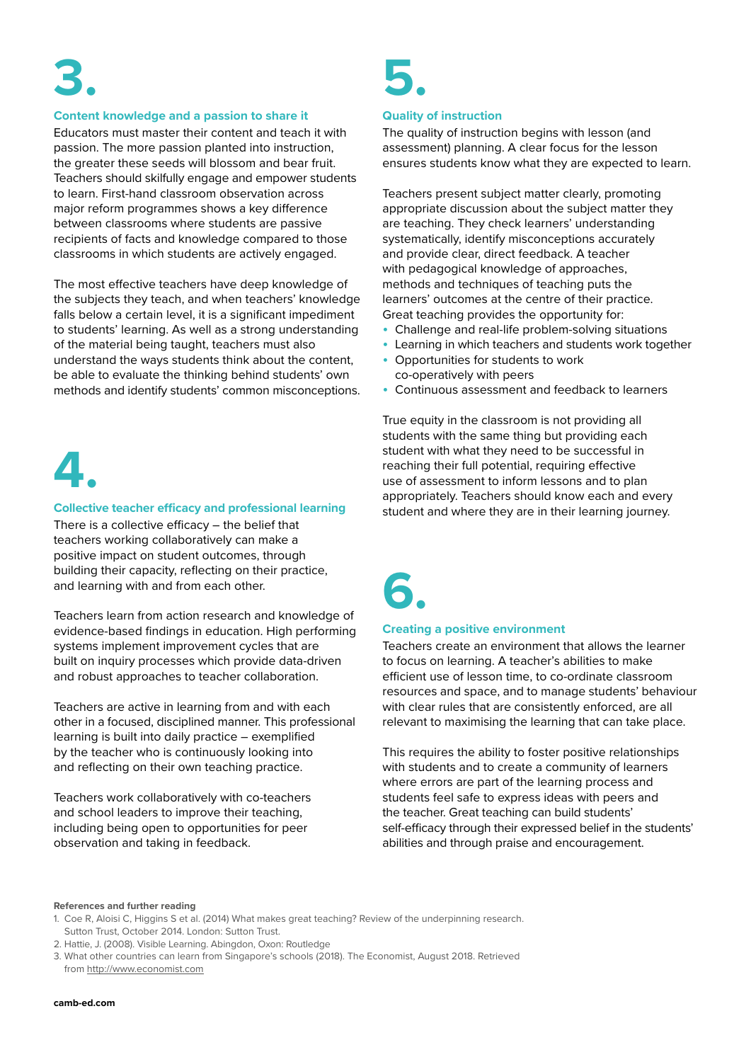# 3.

### Content knowledge and a passion to share it

Educators must master their content and teach it with passion. The more passion planted into instruction, the greater these seeds will blossom and bear fruit. Teachers should skilfully engage and empower students to learn. First-hand classroom observation across major reform programmes shows a key difference between classrooms where students are passive recipients of facts and knowledge compared to those classrooms in which students are actively engaged.

The most effective teachers have deep knowledge of the subjects they teach, and when teachers' knowledge falls below a certain level, it is a significant impediment to students' learning. As well as a strong understanding of the material being taught, teachers must also understand the ways students think about the content, be able to evaluate the thinking behind students' own methods and identify students' common misconceptions.

# 4.

### Collective teacher efficacy and professional learning

There is a collective efficacy – the belief that teachers working collaboratively can make a positive impact on student outcomes, through building their capacity, reflecting on their practice, and learning with and from each other.

Teachers learn from action research and knowledge of evidence-based findings in education. High performing systems implement improvement cycles that are built on inquiry processes which provide data-driven and robust approaches to teacher collaboration.

Teachers are active in learning from and with each other in a focused, disciplined manner. This professional learning is built into daily practice – exemplified by the teacher who is continuously looking into and reflecting on their own teaching practice.

Teachers work collaboratively with co-teachers and school leaders to improve their teaching, including being open to opportunities for peer observation and taking in feedback.

# 5.

### Quality of instruction

The quality of instruction begins with lesson (and assessment) planning. A clear focus for the lesson ensures students know what they are expected to learn.

Teachers present subject matter clearly, promoting appropriate discussion about the subject matter they are teaching. They check learners' understanding systematically, identify misconceptions accurately and provide clear, direct feedback. A teacher with pedagogical knowledge of approaches, methods and techniques of teaching puts the learners' outcomes at the centre of their practice. Great teaching provides the opportunity for:

- Challenge and real-life problem-solving situations
- Learning in which teachers and students work together
- Opportunities for students to work co-operatively with peers
- Continuous assessment and feedback to learners

True equity in the classroom is not providing all students with the same thing but providing each student with what they need to be successful in reaching their full potential, requiring effective use of assessment to inform lessons and to plan appropriately. Teachers should know each and every student and where they are in their learning journey.

# 6.

### Creating a positive environment

Teachers create an environment that allows the learner to focus on learning. A teacher's abilities to make efficient use of lesson time, to co-ordinate classroom resources and space, and to manage students' behaviour with clear rules that are consistently enforced, are all relevant to maximising the learning that can take place.

This requires the ability to foster positive relationships with students and to create a community of learners where errors are part of the learning process and students feel safe to express ideas with peers and the teacher. Great teaching can build students' self-efficacy through their expressed belief in the students' abilities and through praise and encouragement.

**References and further reading**

1. Coe R, Aloisi C, Higgins S et al. (2014) What makes great teaching? Review of the underpinning research. Sutton Trust, October 2014. London: Sutton Trust.
2. Hattie, J. (2008). Visible Learning. Abingdon, Oxon: Routledge
3. What other countries can learn from Singapore's schools (2018). The Economist, August 2018. Retrieved from http://www.economist.com

**camb-ed.com**